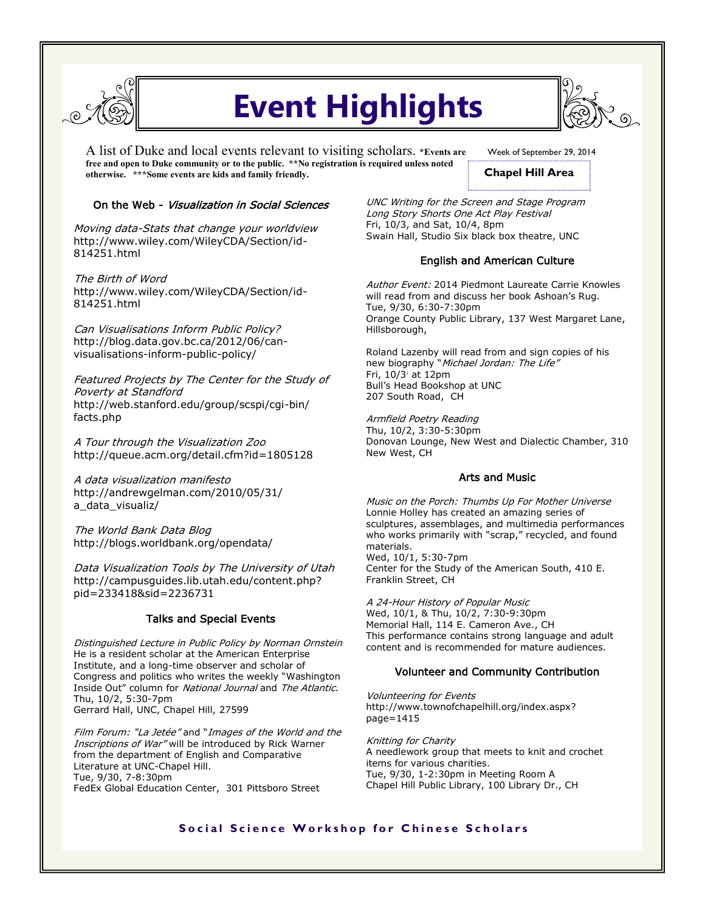# Event Highlights

A list of Duke and local events relevant to visiting scholars. **\*Events are free and open to Duke community or to the public. \*\*No registration is required unless noted otherwise. \*\*\*Some events are kids and family friendly.**

Week of September 29, 2014

**Chapel Hill Area**

## On the Web - *Visualization in Social Sciences*

*Moving data-Stats that change your worldview*
http://www.wiley.com/WileyCDA/Section/id-814251.html

*The Birth of Word*
http://www.wiley.com/WileyCDA/Section/id-814251.html

*Can Visualisations Inform Public Policy?*
http://blog.data.gov.bc.ca/2012/06/can-visualisations-inform-public-policy/

*Featured Projects by The Center for the Study of Poverty at Standford*
http://web.stanford.edu/group/scspi/cgi-bin/facts.php

*A Tour through the Visualization Zoo*
http://queue.acm.org/detail.cfm?id=1805128

*A data visualization manifesto*
http://andrewgelman.com/2010/05/31/a_data_visualiz/

*The World Bank Data Blog*
http://blogs.worldbank.org/opendata/

*Data Visualization Tools by The University of Utah*
http://campusguides.lib.utah.edu/content.php?pid=233418&sid=2236731

## Talks and Special Events

*Distinguished Lecture in Public Policy by Norman Ornstein*
He is a resident scholar at the American Enterprise Institute, and a long-time observer and scholar of Congress and politics who writes the weekly "Washington Inside Out" column for *National Journal* and *The Atlantic*.
Thu, 10/2, 5:30-7pm
Gerrard Hall, UNC, Chapel Hill, 27599

*Film Forum: "La Jetée"* and "*Images of the World and the Inscriptions of War"* will be introduced by Rick Warner from the department of English and Comparative Literature at UNC-Chapel Hill.
Tue, 9/30, 7-8:30pm
FedEx Global Education Center, 301 Pittsboro Street

*UNC Writing for the Screen and Stage Program Long Story Shorts One Act Play Festival*
Fri, 10/3, and Sat, 10/4, 8pm
Swain Hall, Studio Six black box theatre, UNC

## English and American Culture

*Author Event:* 2014 Piedmont Laureate Carrie Knowles will read from and discuss her book Ashoan's Rug.
Tue, 9/30, 6:30-7:30pm
Orange County Public Library, 137 West Margaret Lane, Hillsborough,

Roland Lazenby will read from and sign copies of his new biography "*Michael Jordan: The Life"*
Fri, 10/3, at 12pm
Bull's Head Bookshop at UNC
207 South Road, CH

*Armfield Poetry Reading*
Thu, 10/2, 3:30-5:30pm
Donovan Lounge, New West and Dialectic Chamber, 310 New West, CH

## Arts and Music

*Music on the Porch: Thumbs Up For Mother Universe*
Lonnie Holley has created an amazing series of sculptures, assemblages, and multimedia performances who works primarily with "scrap," recycled, and found materials.
Wed, 10/1, 5:30-7pm
Center for the Study of the American South, 410 E. Franklin Street, CH

*A 24-Hour History of Popular Music*
Wed, 10/1, & Thu, 10/2, 7:30-9:30pm
Memorial Hall, 114 E. Cameron Ave., CH
This performance contains strong language and adult content and is recommended for mature audiences.

## Volunteer and Community Contribution

*Volunteering for Events*
http://www.townofchapelhill.org/index.aspx?page=1415

*Knitting for Charity*
A needlework group that meets to knit and crochet items for various charities.
Tue, 9/30, 1-2:30pm in Meeting Room A
Chapel Hill Public Library, 100 Library Dr., CH

**Social Science Workshop for Chinese Scholars**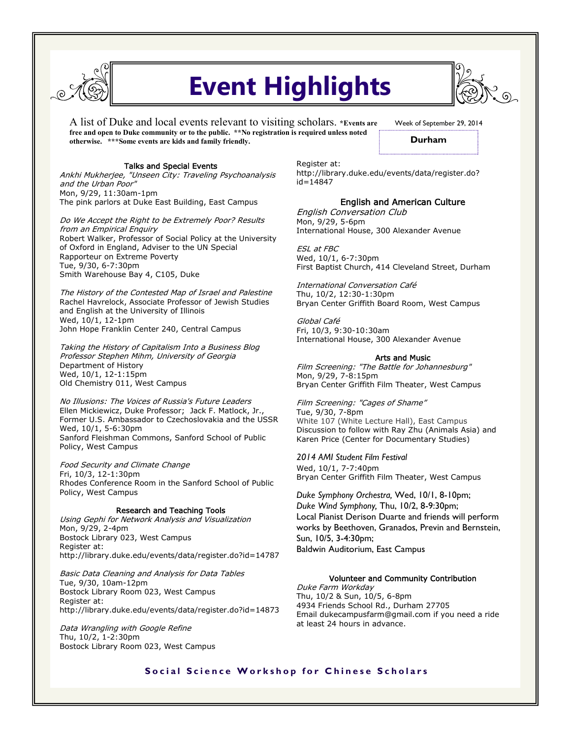# Event Highlights

A list of Duke and local events relevant to visiting scholars. ***Events are free and open to Duke community or to the public. **No registration is required unless noted otherwise. ***Some events are kids and family friendly.**

Week of September 29, 2014

**Durham**

## Talks and Special Events

*Ankhi Mukherjee, "Unseen City: Traveling Psychoanalysis and the Urban Poor"*
Mon, 9/29, 11:30am-1pm
The pink parlors at Duke East Building, East Campus

*Do We Accept the Right to be Extremely Poor? Results from an Empirical Enquiry*
Robert Walker, Professor of Social Policy at the University of Oxford in England, Adviser to the UN Special Rapporteur on Extreme Poverty
Tue, 9/30, 6-7:30pm
Smith Warehouse Bay 4, C105, Duke

*The History of the Contested Map of Israel and Palestine*
Rachel Havrelock, Associate Professor of Jewish Studies and English at the University of Illinois
Wed, 10/1, 12-1pm
John Hope Franklin Center 240, Central Campus

*Taking the History of Capitalism Into a Business Blog*
*Professor Stephen Mihm, University of Georgia*
Department of History
Wed, 10/1, 12-1:15pm
Old Chemistry 011, West Campus

*No Illusions: The Voices of Russia's Future Leaders*
Ellen Mickiewicz, Duke Professor; Jack F. Matlock, Jr., Former U.S. Ambassador to Czechoslovakia and the USSR
Wed, 10/1, 5-6:30pm
Sanford Fleishman Commons, Sanford School of Public Policy, West Campus

*Food Security and Climate Change*
Fri, 10/3, 12-1:30pm
Rhodes Conference Room in the Sanford School of Public Policy, West Campus

## Research and Teaching Tools

*Using Gephi for Network Analysis and Visualization*
Mon, 9/29, 2-4pm
Bostock Library 023, West Campus
Register at:
http://library.duke.edu/events/data/register.do?id=14787

*Basic Data Cleaning and Analysis for Data Tables*
Tue, 9/30, 10am-12pm
Bostock Library Room 023, West Campus
Register at:
http://library.duke.edu/events/data/register.do?id=14873

*Data Wrangling with Google Refine*
Thu, 10/2, 1-2:30pm
Bostock Library Room 023, West Campus
Register at:
http://library.duke.edu/events/data/register.do?id=14847

## English and American Culture

*English Conversation Club*
Mon, 9/29, 5-6pm
International House, 300 Alexander Avenue

*ESL at FBC*
Wed, 10/1, 6-7:30pm
First Baptist Church, 414 Cleveland Street, Durham

*International Conversation Café*
Thu, 10/2, 12:30-1:30pm
Bryan Center Griffith Board Room, West Campus

*Global Café*
Fri, 10/3, 9:30-10:30am
International House, 300 Alexander Avenue

## Arts and Music

*Film Screening: "The Battle for Johannesburg"*
Mon, 9/29, 7-8:15pm
Bryan Center Griffith Film Theater, West Campus

*Film Screening: "Cages of Shame"*
Tue, 9/30, 7-8pm
White 107 (White Lecture Hall), East Campus
Discussion to follow with Ray Zhu (Animals Asia) and Karen Price (Center for Documentary Studies)

*2014 AMI Student Film Festival*
Wed, 10/1, 7-7:40pm
Bryan Center Griffith Film Theater, West Campus

*Duke Symphony Orchestra,* Wed, 10/1, 8-10pm;
*Duke Wind Symphony*, Thu, 10/2, 8-9:30pm;
Local Pianist Derison Duarte and friends will perform works by Beethoven, Granados, Previn and Bernstein, Sun, 10/5, 3-4:30pm;
Baldwin Auditorium, East Campus

## Volunteer and Community Contribution

*Duke Farm Workday*
Thu, 10/2 & Sun, 10/5, 6-8pm
4934 Friends School Rd., Durham 27705
Email dukecampusfarm@gmail.com if you need a ride at least 24 hours in advance.

**Social Science Workshop for Chinese Scholars**